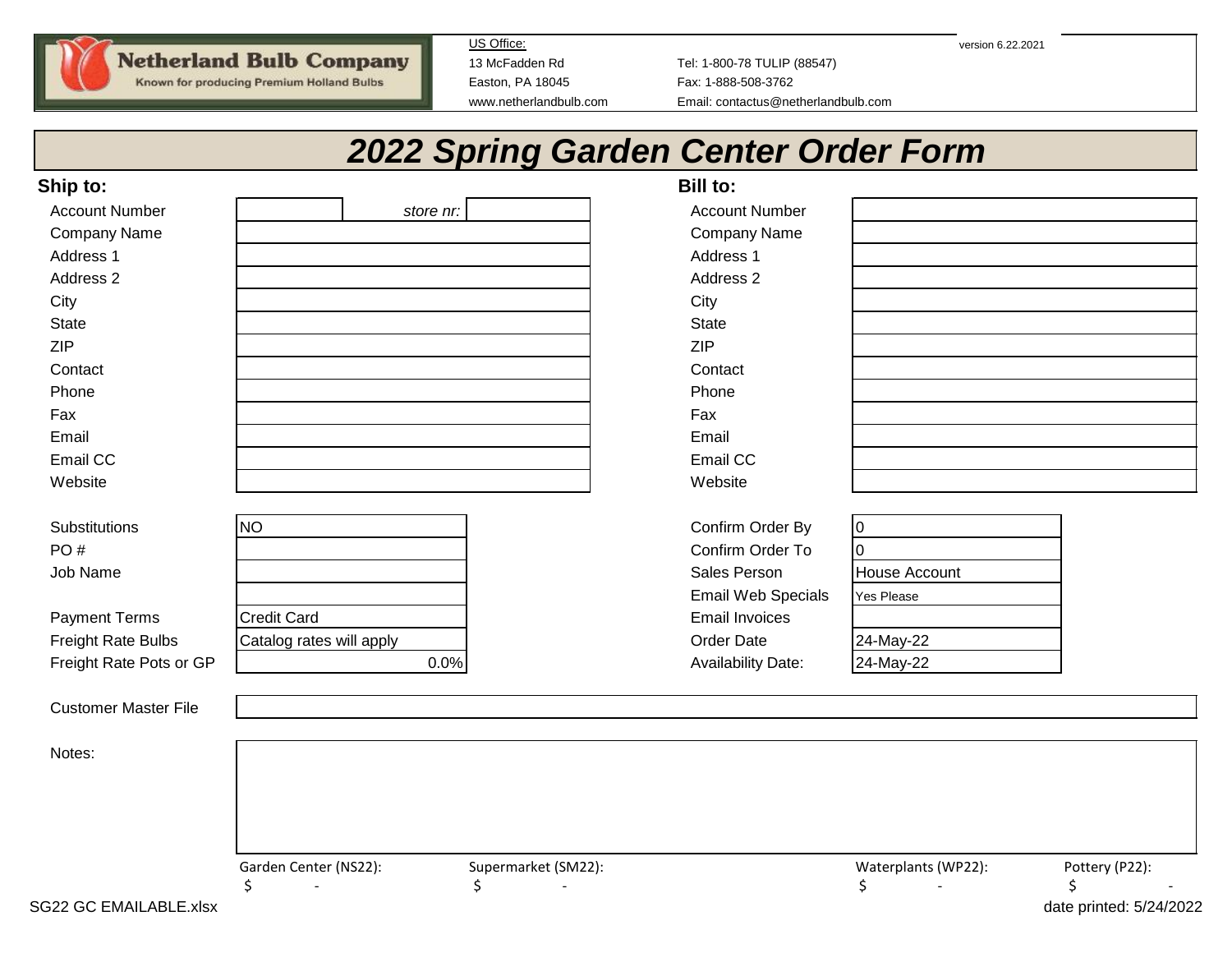**Netherland Bulb Company**
Known for producing Premium Holland Bulbs

US Office:
13 McFadden Rd
Easton, PA 18045
www.netherlandbulb.com

Tel: 1-800-78 TULIP (88547)
Fax: 1-888-508-3762
Email: contactus@netherlandbulb.com

version 6.22.2021

# 2022 Spring Garden Center Order Form

## Ship to:

| Field | Value |
|---|---|
| Account Number | *store nr:* |
| Company Name | |
| Address 1 | |
| Address 2 | |
| City | |
| State | |
| ZIP | |
| Contact | |
| Phone | |
| Fax | |
| Email | |
| Email CC | |
| Website | |

## Bill to:

| Field | Value |
|---|---|
| Account Number | |
| Company Name | |
| Address 1 | |
| Address 2 | |
| City | |
| State | |
| ZIP | |
| Contact | |
| Phone | |
| Fax | |
| Email | |
| Email CC | |
| Website | |

| Field | Value |
|---|---|
| Substitutions | NO |
| PO # | |
| Job Name | |
| | |
| Payment Terms | Credit Card |
| Freight Rate Bulbs | Catalog rates will apply |
| Freight Rate Pots or GP | 0.0% |

| Field | Value |
|---|---|
| Confirm Order By | 0 |
| Confirm Order To | 0 |
| Sales Person | House Account |
| Email Web Specials | Yes Please |
| Email Invoices | |
| Order Date | 24-May-22 |
| Availability Date: | 24-May-22 |

Customer Master File

Notes:

| Garden Center (NS22): | Supermarket (SM22): | Waterplants (WP22): | Pottery (P22): |
|---|---|---|---|
| $ - | $ - | $ - | $ - |

SG22 GC EMAILABLE.xlsx

date printed: 5/24/2022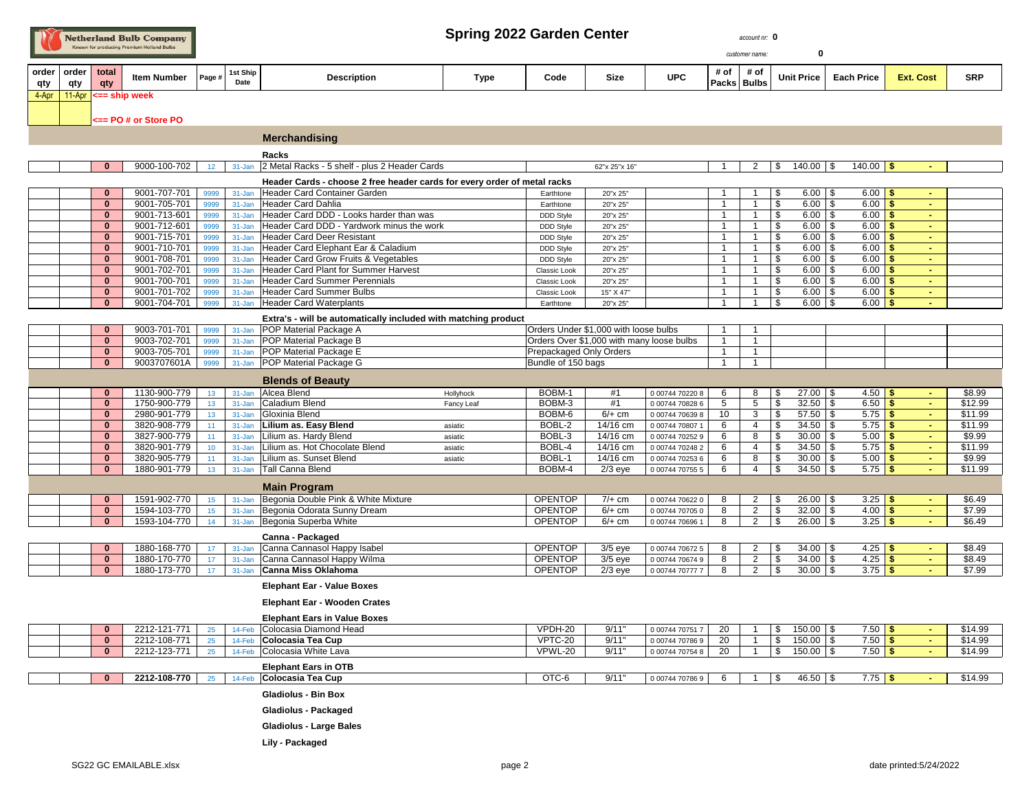**Netherland Bulb Company**
Known for producing Premium Holland Bulbs

# Spring 2022 Garden Center

account nr: 0

customer name: 0

| order qty | order qty | total qty | Item Number | Page # | 1st Ship Date | Description | Type | Code | Size | UPC | # of Packs | # of Bulbs | Unit Price | Each Price | Ext. Cost | SRP |
|---|---|---|---|---|---|---|---|---|---|---|---|---|---|---|---|---|
| 4-Apr | 11-Apr | <== ship week | | | | | | | | | | | | | | |
| | | <== PO # or Store PO | | | | | | | | | | | | | | |
| | | | | | | **Merchandising** | | | | | | | | | | |
| | | | | | | **Racks** | | | | | | | | | | |
| | | 0 | 9000-100-702 | 12 | 31-Jan | 2 Metal Racks - 5 shelf - plus 2 Header Cards | | | 62"x 25"x 16" | | 1 | 2 | $ 140.00 | $ 140.00 | $ - | |
| | | | | | | **Header Cards - choose 2 free header cards for every order of metal racks** | | | | | | | | | | |
| | | 0 | 9001-707-701 | 9999 | 31-Jan | Header Card Container Garden | | Earthtone | 20"x 25" | | 1 | 1 | $ 6.00 | $ 6.00 | $ - | |
| | | 0 | 9001-705-701 | 9999 | 31-Jan | Header Card Dahlia | | Earthtone | 20"x 25" | | 1 | 1 | $ 6.00 | $ 6.00 | $ - | |
| | | 0 | 9001-713-601 | 9999 | 31-Jan | Header Card DDD - Looks harder than was | | DDD Style | 20"x 25" | | 1 | 1 | $ 6.00 | $ 6.00 | $ - | |
| | | 0 | 9001-712-601 | 9999 | 31-Jan | Header Card DDD - Yardwork minus the work | | DDD Style | 20"x 25" | | 1 | 1 | $ 6.00 | $ 6.00 | $ - | |
| | | 0 | 9001-715-701 | 9999 | 31-Jan | Header Card Deer Resistant | | DDD Style | 20"x 25" | | 1 | 1 | $ 6.00 | $ 6.00 | $ - | |
| | | 0 | 9001-710-701 | 9999 | 31-Jan | Header Card Elephant Ear & Caladium | | DDD Style | 20"x 25" | | 1 | 1 | $ 6.00 | $ 6.00 | $ - | |
| | | 0 | 9001-708-701 | 9999 | 31-Jan | Header Card Grow Fruits & Vegetables | | DDD Style | 20"x 25" | | 1 | 1 | $ 6.00 | $ 6.00 | $ - | |
| | | 0 | 9001-702-701 | 9999 | 31-Jan | Header Card Plant for Summer Harvest | | Classic Look | 20"x 25" | | 1 | 1 | $ 6.00 | $ 6.00 | $ - | |
| | | 0 | 9001-700-701 | 9999 | 31-Jan | Header Card Summer Perennials | | Classic Look | 20"x 25" | | 1 | 1 | $ 6.00 | $ 6.00 | $ - | |
| | | 0 | 9001-701-702 | 9999 | 31-Jan | Header Card Summer Bulbs | | Classic Look | 15" X 47" | | 1 | 1 | $ 6.00 | $ 6.00 | $ - | |
| | | 0 | 9001-704-701 | 9999 | 31-Jan | Header Card Waterplants | | Earthtone | 20"x 25" | | 1 | 1 | $ 6.00 | $ 6.00 | $ - | |
| | | | | | | **Extra's - will be automatically included with matching product** | | | | | | | | | | |
| | | 0 | 9003-701-701 | 9999 | 31-Jan | POP Material Package A | | Orders Under $1,000 with loose bulbs | | | 1 | 1 | | | | |
| | | 0 | 9003-702-701 | 9999 | 31-Jan | POP Material Package B | | Orders Over $1,000 with many loose bulbs | | | 1 | 1 | | | | |
| | | 0 | 9003-705-701 | 9999 | 31-Jan | POP Material Package E | | Prepackaged Only Orders | | | 1 | 1 | | | | |
| | | 0 | 9003707601A | 9999 | 31-Jan | POP Material Package G | | Bundle of 150 bags | | | 1 | 1 | | | | |
| | | | | | | **Blends of Beauty** | | | | | | | | | | |
| | | 0 | 1130-900-779 | 13 | 31-Jan | Alcea Blend | Hollyhock | BOBM-1 | #1 | 0 00744 70220 8 | 6 | 8 | $ 27.00 | $ 4.50 | $ - | $8.99 |
| | | 0 | 1750-900-779 | 13 | 31-Jan | Caladium Blend | Fancy Leaf | BOBM-3 | #1 | 0 00744 70828 6 | 5 | 5 | $ 32.50 | $ 6.50 | $ - | $12.99 |
| | | 0 | 2980-901-779 | 13 | 31-Jan | Gloxinia Blend | | BOBM-6 | 6/+ cm | 0 00744 70639 8 | 10 | 3 | $ 57.50 | $ 5.75 | $ - | $11.99 |
| | | 0 | 3820-908-779 | 11 | 31-Jan | **Lilium as. Easy Blend** | asiatic | BOBL-2 | 14/16 cm | 0 00744 70807 1 | 6 | 4 | $ 34.50 | $ 5.75 | $ - | $11.99 |
| | | 0 | 3827-900-779 | 11 | 31-Jan | Lilium as. Hardy Blend | asiatic | BOBL-3 | 14/16 cm | 0 00744 70252 9 | 6 | 8 | $ 30.00 | $ 5.00 | $ - | $9.99 |
| | | 0 | 3820-901-779 | 10 | 31-Jan | Lilium as. Hot Chocolate Blend | asiatic | BOBL-4 | 14/16 cm | 0 00744 70248 2 | 6 | 4 | $ 34.50 | $ 5.75 | $ - | $11.99 |
| | | 0 | 3820-905-779 | 11 | 31-Jan | Lilium as. Sunset Blend | asiatic | BOBL-1 | 14/16 cm | 0 00744 70253 6 | 6 | 8 | $ 30.00 | $ 5.00 | $ - | $9.99 |
| | | 0 | 1880-901-779 | 13 | 31-Jan | Tall Canna Blend | | BOBM-4 | 2/3 eye | 0 00744 70755 5 | 6 | 4 | $ 34.50 | $ 5.75 | $ - | $11.99 |
| | | | | | | **Main Program** | | | | | | | | | | |
| | | 0 | 1591-902-770 | 15 | 31-Jan | Begonia Double Pink & White Mixture | | OPENTOP | 7/+ cm | 0 00744 70622 0 | 8 | 2 | $ 26.00 | $ 3.25 | $ - | $6.49 |
| | | 0 | 1594-103-770 | 15 | 31-Jan | Begonia Odorata Sunny Dream | | OPENTOP | 6/+ cm | 0 00744 70705 0 | 8 | 2 | $ 32.00 | $ 4.00 | $ - | $7.99 |
| | | 0 | 1593-104-770 | 14 | 31-Jan | Begonia Superba White | | OPENTOP | 6/+ cm | 0 00744 70696 1 | 8 | 2 | $ 26.00 | $ 3.25 | $ - | $6.49 |
| | | | | | | **Canna - Packaged** | | | | | | | | | | |
| | | 0 | 1880-168-770 | 17 | 31-Jan | Canna Cannasol Happy Isabel | | OPENTOP | 3/5 eye | 0 00744 70672 5 | 8 | 2 | $ 34.00 | $ 4.25 | $ - | $8.49 |
| | | 0 | 1880-170-770 | 17 | 31-Jan | Canna Cannasol Happy Wilma | | OPENTOP | 3/5 eye | 0 00744 70674 9 | 8 | 2 | $ 34.00 | $ 4.25 | $ - | $8.49 |
| | | 0 | 1880-173-770 | 17 | 31-Jan | **Canna Miss Oklahoma** | | OPENTOP | 2/3 eye | 0 00744 70777 7 | 8 | 2 | $ 30.00 | $ 3.75 | $ - | $7.99 |
| | | | | | | **Elephant Ear - Value Boxes** | | | | | | | | | | |
| | | | | | | **Elephant Ear - Wooden Crates** | | | | | | | | | | |
| | | | | | | **Elephant Ears in Value Boxes** | | | | | | | | | | |
| | | 0 | 2212-121-771 | 25 | 14-Feb | Colocasia Diamond Head | | VPDH-20 | 9/11" | 0 00744 70751 7 | 20 | 1 | $ 150.00 | $ 7.50 | $ - | $14.99 |
| | | 0 | 2212-108-771 | 25 | 14-Feb | **Colocasia Tea Cup** | | VPTC-20 | 9/11" | 0 00744 70786 9 | 20 | 1 | $ 150.00 | $ 7.50 | $ - | $14.99 |
| | | 0 | 2212-123-771 | 25 | 14-Feb | Colocasia White Lava | | VPWL-20 | 9/11" | 0 00744 70754 8 | 20 | 1 | $ 150.00 | $ 7.50 | $ - | $14.99 |
| | | | | | | **Elephant Ears in OTB** | | | | | | | | | | |
| | | 0 | **2212-108-770** | 25 | 14-Feb | **Colocasia Tea Cup** | | OTC-6 | 9/11" | 0 00744 70786 9 | 6 | 1 | $ 46.50 | $ 7.75 | $ - | $14.99 |
| | | | | | | **Gladiolus - Bin Box** | | | | | | | | | | |
| | | | | | | **Gladiolus - Packaged** | | | | | | | | | | |
| | | | | | | **Gladiolus - Large Bales** | | | | | | | | | | |
| | | | | | | **Lily - Packaged** | | | | | | | | | | |

SG22 GC EMAILABLE.xlsx

date printed:5/24/2022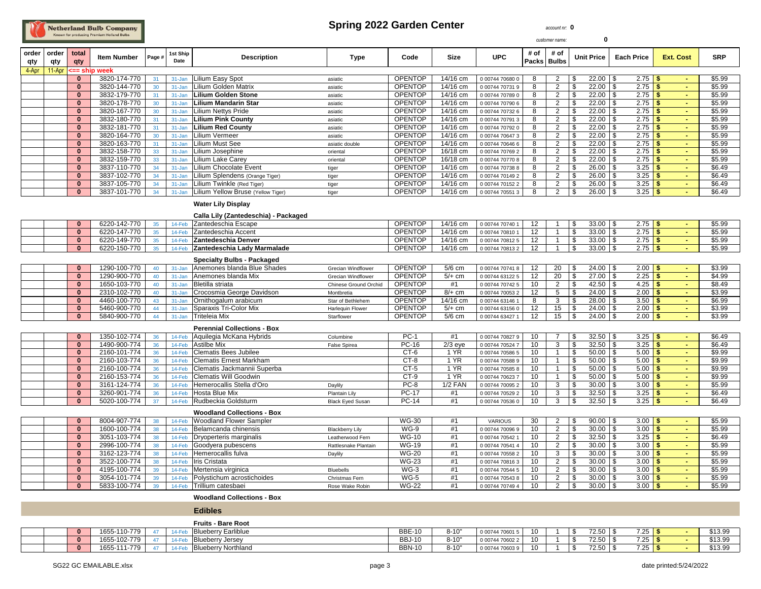Netherland Bulb Company
Known for producing Premium Holland Bulbs

# Spring 2022 Garden Center

*account nr:* **0**

*customer name:* **0**

| order qty | order qty | total qty | Item Number | Page # | 1st Ship Date | Description | Type | Code | Size | UPC | # of Packs | # of Bulbs | Unit Price | Each Price | Ext. Cost | SRP |
|---|---|---|---|---|---|---|---|---|---|---|---|---|---|---|---|---|
| 4-Apr | 11-Apr | <== ship week | | | | | | | | | | | | | | |
| | | 0 | 3820-174-770 | 31 | 31-Jan | Lilium Easy Spot | asiatic | OPENTOP | 14/16 cm | 0 00744 70680 0 | 8 | 2 | $ 22.00 | $ 2.75 | $ - | $5.99 |
| | | 0 | 3820-144-770 | 30 | 31-Jan | Lilium Golden Matrix | asiatic | OPENTOP | 14/16 cm | 0 00744 70731 9 | 8 | 2 | $ 22.00 | $ 2.75 | $ - | $5.99 |
| | | 0 | 3832-179-770 | 31 | 31-Jan | **Lilium Golden Stone** | asiatic | OPENTOP | 14/16 cm | 0 00744 70789 0 | 8 | 2 | $ 22.00 | $ 2.75 | $ - | $5.99 |
| | | 0 | 3820-178-770 | 30 | 31-Jan | **Lilium Mandarin Star** | asiatic | OPENTOP | 14/16 cm | 0 00744 70790 6 | 8 | 2 | $ 22.00 | $ 2.75 | $ - | $5.99 |
| | | 0 | 3820-167-770 | 30 | 31-Jan | Lilium Nettys Pride | asiatic | OPENTOP | 14/16 cm | 0 00744 70732 6 | 8 | 2 | $ 22.00 | $ 2.75 | $ - | $5.99 |
| | | 0 | 3832-180-770 | 31 | 31-Jan | **Lilium Pink County** | asiatic | OPENTOP | 14/16 cm | 0 00744 70791 3 | 8 | 2 | $ 22.00 | $ 2.75 | $ - | $5.99 |
| | | 0 | 3832-181-770 | 31 | 31-Jan | **Lilium Red County** | asiatic | OPENTOP | 14/16 cm | 0 00744 70792 0 | 8 | 2 | $ 22.00 | $ 2.75 | $ - | $5.99 |
| | | 0 | 3820-164-770 | 30 | 31-Jan | Lilium Vermeer | asiatic | OPENTOP | 14/16 cm | 0 00744 70647 3 | 8 | 2 | $ 22.00 | $ 2.75 | $ - | $5.99 |
| | | 0 | 3820-163-770 | 31 | 31-Jan | Lilium Must See | asiatic double | OPENTOP | 14/16 cm | 0 00744 70646 6 | 8 | 2 | $ 22.00 | $ 2.75 | $ - | $5.99 |
| | | 0 | 3832-158-770 | 33 | 31-Jan | Lilium Josephine | oriental | OPENTOP | 16/18 cm | 0 00744 70769 2 | 8 | 2 | $ 22.00 | $ 2.75 | $ - | $5.99 |
| | | 0 | 3832-159-770 | 33 | 31-Jan | Lilium Lake Carey | oriental | OPENTOP | 16/18 cm | 0 00744 70770 8 | 8 | 2 | $ 22.00 | $ 2.75 | $ - | $5.99 |
| | | 0 | 3837-110-770 | 34 | 31-Jan | Lilium Chocolate Event | tiger | OPENTOP | 14/16 cm | 0 00744 70738 8 | 8 | 2 | $ 26.00 | $ 3.25 | $ - | $6.49 |
| | | 0 | 3837-102-770 | 34 | 31-Jan | Lilium Splendens (Orange Tiger) | tiger | OPENTOP | 14/16 cm | 0 00744 70149 2 | 8 | 2 | $ 26.00 | $ 3.25 | $ - | $6.49 |
| | | 0 | 3837-105-770 | 34 | 31-Jan | Lilium Twinkle (Red Tiger) | tiger | OPENTOP | 14/16 cm | 0 00744 70152 2 | 8 | 2 | $ 26.00 | $ 3.25 | $ - | $6.49 |
| | | 0 | 3837-101-770 | 34 | 31-Jan | Lilium Yellow Bruse (Yellow Tiger) | tiger | OPENTOP | 14/16 cm | 0 00744 70551 3 | 8 | 2 | $ 26.00 | $ 3.25 | $ - | $6.49 |
| | | | | | | **Water Lily Display** | | | | | | | | | | |
| | | | | | | **Calla Lily (Zantedeschia) - Packaged** | | | | | | | | | | |
| | | 0 | 6220-142-770 | 35 | 14-Feb | Zantedeschia Escape | | OPENTOP | 14/16 cm | 0 00744 70740 1 | 12 | 1 | $ 33.00 | $ 2.75 | $ - | $5.99 |
| | | 0 | 6220-147-770 | 35 | 14-Feb | Zantedeschia Accent | | OPENTOP | 14/16 cm | 0 00744 70810 1 | 12 | 1 | $ 33.00 | $ 2.75 | $ - | $5.99 |
| | | 0 | 6220-149-770 | 35 | 14-Feb | **Zantedeschia Denver** | | OPENTOP | 14/16 cm | 0 00744 70812 5 | 12 | 1 | $ 33.00 | $ 2.75 | $ - | $5.99 |
| | | 0 | 6220-150-770 | 35 | 14-Feb | **Zantedeschia Lady Marmalade** | | OPENTOP | 14/16 cm | 0 00744 70813 2 | 12 | 1 | $ 33.00 | $ 2.75 | $ - | $5.99 |
| | | | | | | **Specialty Bulbs - Packaged** | | | | | | | | | | |
| | | 0 | 1290-100-770 | 40 | 31-Jan | Anemones blanda Blue Shades | Grecian Windflower | OPENTOP | 5/6 cm | 0 00744 70741 8 | 12 | 20 | $ 24.00 | $ 2.00 | $ - | $3.99 |
| | | 0 | 1290-900-770 | 40 | 31-Jan | Anemones blanda Mix | Grecian Windflower | OPENTOP | 5/+ cm | 0 00744 63122 5 | 12 | 20 | $ 27.00 | $ 2.25 | $ - | $4.99 |
| | | 0 | 1650-103-770 | 40 | 31-Jan | Bletilla striata | Chinese Ground Orchid | OPENTOP | #1 | 0 00744 70742 5 | 10 | 2 | $ 42.50 | $ 4.25 | $ - | $8.49 |
| | | 0 | 2310-102-770 | 40 | 31-Jan | Crocosmia George Davidson | Montbretia | OPENTOP | 8/+ cm | 0 00744 70053 2 | 12 | 5 | $ 24.00 | $ 2.00 | $ - | $3.99 |
| | | 0 | 4460-100-770 | 43 | 31-Jan | Ornithogalum arabicum | Star of Bethlehem | OPENTOP | 14/16 cm | 0 00744 63146 1 | 8 | 3 | $ 28.00 | $ 3.50 | $ - | $6.99 |
| | | 0 | 5460-900-770 | 44 | 31-Jan | Sparaxis Tri-Color Mix | Harlequin Flower | OPENTOP | 5/+ cm | 0 00744 63156 0 | 12 | 15 | $ 24.00 | $ 2.00 | $ - | $3.99 |
| | | 0 | 5840-900-770 | 44 | 31-Jan | Triteleia Mix | Starflower | OPENTOP | 5/6 cm | 0 00744 63427 1 | 12 | 15 | $ 24.00 | $ 2.00 | $ - | $3.99 |
| | | | | | | **Perennial Collections - Box** | | | | | | | | | | |
| | | 0 | 1350-102-774 | 36 | 14-Feb | Aquilegia McKana Hybrids | Columbine | PC-1 | #1 | 0 00744 70827 9 | 10 | 7 | $ 32.50 | $ 3.25 | $ - | $6.49 |
| | | 0 | 1490-900-774 | 36 | 14-Feb | Astilbe Mix | False Spirea | PC-16 | 2/3 eye | 0 00744 70524 7 | 10 | 3 | $ 32.50 | $ 3.25 | $ - | $6.49 |
| | | 0 | 2160-101-774 | 36 | 14-Feb | Clematis Bees Jubilee | | CT-6 | 1 YR | 0 00744 70586 5 | 10 | 1 | $ 50.00 | $ 5.00 | $ - | $9.99 |
| | | 0 | 2160-103-774 | 36 | 14-Feb | Clematis Ernest Markham | | CT-8 | 1 YR | 0 00744 70588 9 | 10 | 1 | $ 50.00 | $ 5.00 | $ - | $9.99 |
| | | 0 | 2160-100-774 | 36 | 14-Feb | Clematis Jackmannii Superba | | CT-5 | 1 YR | 0 00744 70585 8 | 10 | 1 | $ 50.00 | $ 5.00 | $ - | $9.99 |
| | | 0 | 2160-153-774 | 36 | 14-Feb | Clematis Will Goodwin | | CT-9 | 1 YR | 0 00744 70623 7 | 10 | 1 | $ 50.00 | $ 5.00 | $ - | $9.99 |
| | | 0 | 3161-124-774 | 36 | 14-Feb | Hemerocallis Stella d'Oro | Daylily | PC-8 | 1/2 FAN | 0 00744 70095 2 | 10 | 3 | $ 30.00 | $ 3.00 | $ - | $5.99 |
| | | 0 | 3260-901-774 | 36 | 14-Feb | Hosta Blue Mix | Plantain Lily | PC-17 | #1 | 0 00744 70529 2 | 10 | 3 | $ 32.50 | $ 3.25 | $ - | $6.49 |
| | | 0 | 5020-100-774 | 37 | 14-Feb | Rudbeckia Goldsturm | Black Eyed Susan | PC-14 | #1 | 0 00744 70536 0 | 10 | 3 | $ 32.50 | $ 3.25 | $ - | $6.49 |
| | | | | | | **Woodland Collections - Box** | | | | | | | | | | |
| | | 0 | 8004-907-774 | 38 | 14-Feb | Woodland Flower Sampler | | WG-30 | #1 | VARIOUS | 30 | 2 | $ 90.00 | $ 3.00 | $ - | $5.99 |
| | | 0 | 1600-100-774 | 38 | 14-Feb | Belamcanda chinensis | Blackberry Lily | WG-9 | #1 | 0 00744 70096 9 | 10 | 2 | $ 30.00 | $ 3.00 | $ - | $5.99 |
| | | 0 | 3051-103-774 | 38 | 14-Feb | Dryoperteris marginalis | Leatherwood Fern | WG-10 | #1 | 0 00744 70542 1 | 10 | 2 | $ 32.50 | $ 3.25 | $ - | $6.49 |
| | | 0 | 2996-100-774 | 38 | 14-Feb | Goodyera pubescens | Rattlesnake Plantain | WG-19 | #1 | 0 00744 70541 4 | 10 | 2 | $ 30.00 | $ 3.00 | $ - | $5.99 |
| | | 0 | 3162-123-774 | 38 | 14-Feb | Hemerocallis fulva | Daylily | WG-20 | #1 | 0 00744 70558 2 | 10 | 3 | $ 30.00 | $ 3.00 | $ - | $5.99 |
| | | 0 | 3522-100-774 | 38 | 14-Feb | Iris Cristata | | WG-23 | #1 | 0 00744 70816 3 | 10 | 2 | $ 30.00 | $ 3.00 | $ - | $5.99 |
| | | 0 | 4195-100-774 | 39 | 14-Feb | Mertensia virginica | Bluebells | WG-3 | #1 | 0 00744 70544 5 | 10 | 2 | $ 30.00 | $ 3.00 | $ - | $5.99 |
| | | 0 | 3054-101-774 | 39 | 14-Feb | Polystichum acrostichoides | Christmas Fern | WG-5 | #1 | 0 00744 70543 8 | 10 | 2 | $ 30.00 | $ 3.00 | $ - | $5.99 |
| | | 0 | 5833-100-774 | 39 | 14-Feb | Trillium catesbaei | Rose Wake Robin | WG-22 | #1 | 0 00744 70749 4 | 10 | 2 | $ 30.00 | $ 3.00 | $ - | $5.99 |
| | | | | | | **Woodland Collections - Box** | | | | | | | | | | |
| | | | | | | **Edibles** | | | | | | | | | | |
| | | | | | | **Fruits - Bare Root** | | | | | | | | | | |
| | | 0 | 1655-110-779 | 47 | 14-Feb | Blueberry Earliblue | | BBE-10 | 8-10" | 0 00744 70601 5 | 10 | 1 | $ 72.50 | $ 7.25 | $ - | $13.99 |
| | | 0 | 1655-102-779 | 47 | 14-Feb | Blueberry Jersey | | BBJ-10 | 8-10" | 0 00744 70602 2 | 10 | 1 | $ 72.50 | $ 7.25 | $ - | $13.99 |
| | | 0 | 1655-111-779 | 47 | 14-Feb | Blueberry Northland | | BBN-10 | 8-10" | 0 00744 70603 9 | 10 | 1 | $ 72.50 | $ 7.25 | $ - | $13.99 |

SG22 GC EMAILABLE.xlsx

date printed:5/24/2022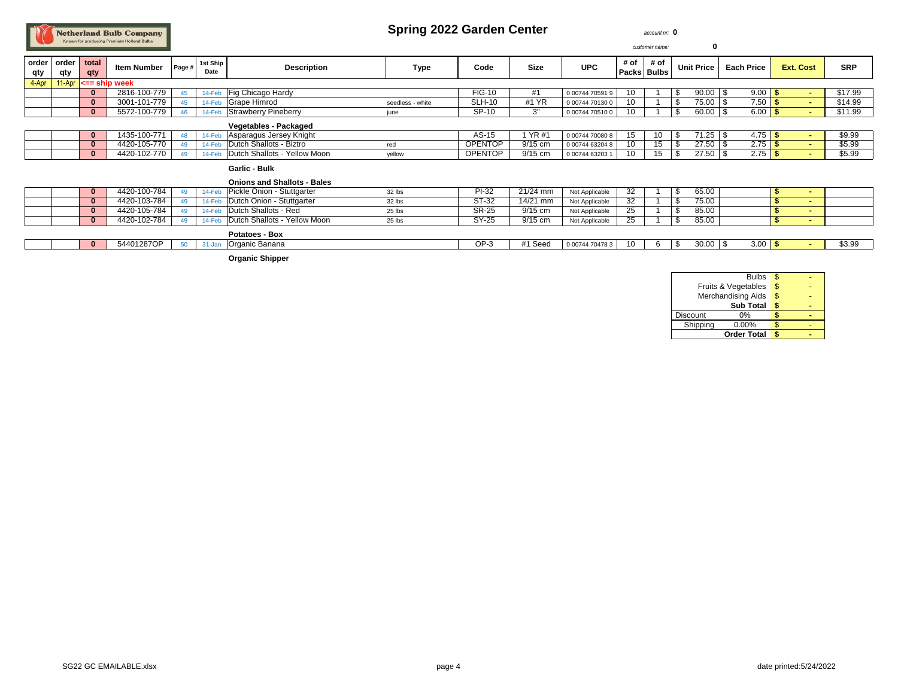Netherland Bulb Company
Known for producing Premium Holland Bulbs

# Spring 2022 Garden Center

account nr: **0**

customer name: **0**

| order qty | order qty | total qty | Item Number | Page # | 1st Ship Date | Description | Type | Code | Size | UPC | # of Packs | # of Bulbs | Unit Price | Each Price | Ext. Cost | SRP |
|---|---|---|---|---|---|---|---|---|---|---|---|---|---|---|---|---|
| 4-Apr | 11-Apr | <== ship week | | | | | | | | | | | | | | |
| | | 0 | 2816-100-779 | 45 | 14-Feb | Fig Chicago Hardy | | FIG-10 | #1 | 0 00744 70591 9 | 10 | 1 | $ 90.00 | $ 9.00 | $ - | $17.99 |
| | | 0 | 3001-101-779 | 45 | 14-Feb | Grape Himrod | seedless - white | SLH-10 | #1 YR | 0 00744 70130 0 | 10 | 1 | $ 75.00 | $ 7.50 | $ - | $14.99 |
| | | 0 | 5572-100-779 | 46 | 14-Feb | Strawberry Pineberry | june | SP-10 | 3" | 0 00744 70510 0 | 10 | 1 | $ 60.00 | $ 6.00 | $ - | $11.99 |
| | | | | | | **Vegetables - Packaged** | | | | | | | | | | |
| | | 0 | 1435-100-771 | 48 | 14-Feb | Asparagus Jersey Knight | | AS-15 | 1 YR #1 | 0 00744 70080 8 | 15 | 10 | $ 71.25 | $ 4.75 | $ - | $9.99 |
| | | 0 | 4420-105-770 | 49 | 14-Feb | Dutch Shallots - Biztro | red | OPENTOP | 9/15 cm | 0 00744 63204 8 | 10 | 15 | $ 27.50 | $ 2.75 | $ - | $5.99 |
| | | 0 | 4420-102-770 | 49 | 14-Feb | Dutch Shallots - Yellow Moon | yellow | OPENTOP | 9/15 cm | 0 00744 63203 1 | 10 | 15 | $ 27.50 | $ 2.75 | $ - | $5.99 |
| | | | | | | **Garlic - Bulk** | | | | | | | | | | |
| | | | | | | **Onions and Shallots - Bales** | | | | | | | | | | |
| | | 0 | 4420-100-784 | 49 | 14-Feb | Pickle Onion - Stuttgarter | 32 lbs | PI-32 | 21/24 mm | Not Applicable | 32 | 1 | $ 65.00 | | $ - | |
| | | 0 | 4420-103-784 | 49 | 14-Feb | Dutch Onion - Stuttgarter | 32 lbs | ST-32 | 14/21 mm | Not Applicable | 32 | 1 | $ 75.00 | | $ - | |
| | | 0 | 4420-105-784 | 49 | 14-Feb | Dutch Shallots - Red | 25 lbs | SR-25 | 9/15 cm | Not Applicable | 25 | 1 | $ 85.00 | | $ - | |
| | | 0 | 4420-102-784 | 49 | 14-Feb | Dutch Shallots - Yellow Moon | 25 lbs | SY-25 | 9/15 cm | Not Applicable | 25 | 1 | $ 85.00 | | $ - | |
| | | | | | | **Potatoes - Box** | | | | | | | | | | |
| | | 0 | 54401287OP | 50 | 31-Jan | Organic Banana | | OP-3 | #1 Seed | 0 00744 70478 3 | 10 | 6 | $ 30.00 | $ 3.00 | $ - | $3.99 |
| | | | | | | **Organic Shipper** | | | | | | | | | | |

| | | |
|---|---|---|
| | Bulbs | $ - |
| | Fruits & Vegetables | $ - |
| | Merchandising Aids | $ - |
| | **Sub Total** | **$ -** |
| Discount | 0% | $ - |
| Shipping | 0.00% | $ - |
| | **Order Total** | **$ -** |

SG22 GC EMAILABLE.xlsx

date printed:5/24/2022